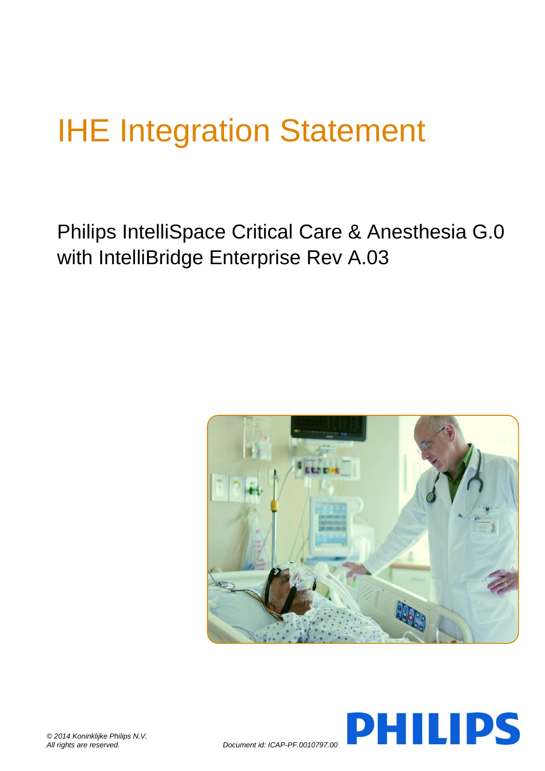# IHE Integration Statement

## Philips IntelliSpace Critical Care & Anesthesia G.0 with IntelliBridge Enterprise Rev A.03

*© 2014 Koninklijke Philips N.V.*
*All rights are reserved.*

*Document id: ICAP-PF.0010797.00*

PHILIPS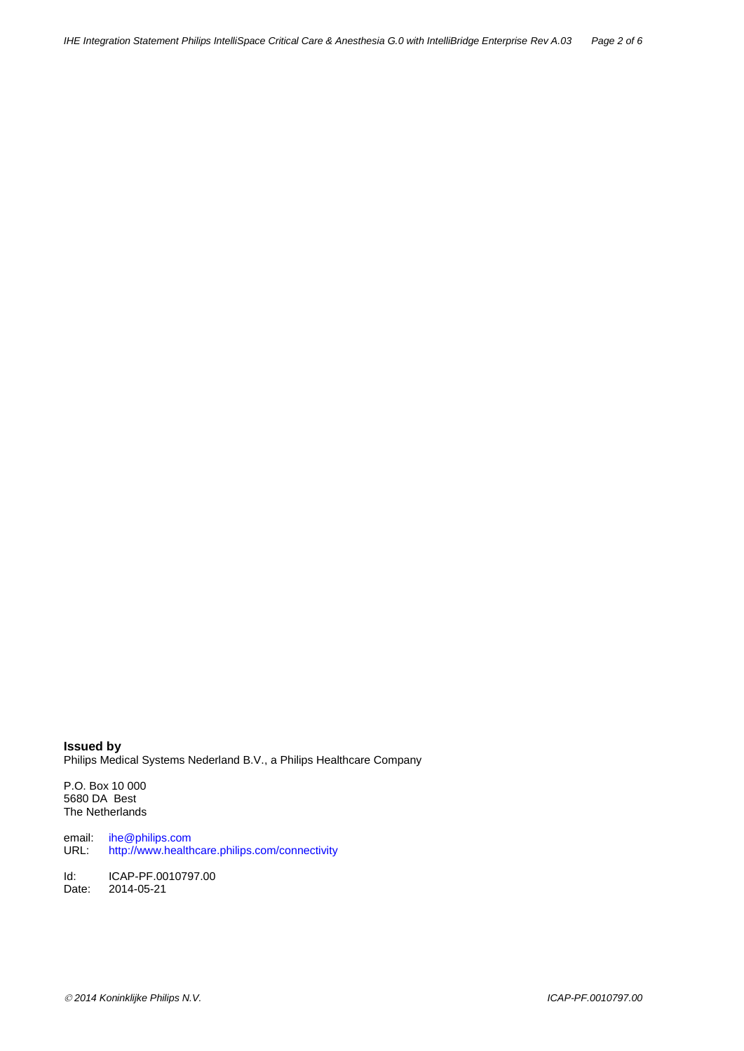**Issued by**
Philips Medical Systems Nederland B.V., a Philips Healthcare Company

P.O. Box 10 000
5680 DA Best
The Netherlands

email: ihe@philips.com
URL: http://www.healthcare.philips.com/connectivity

Id: ICAP-PF.0010797.00
Date: 2014-05-21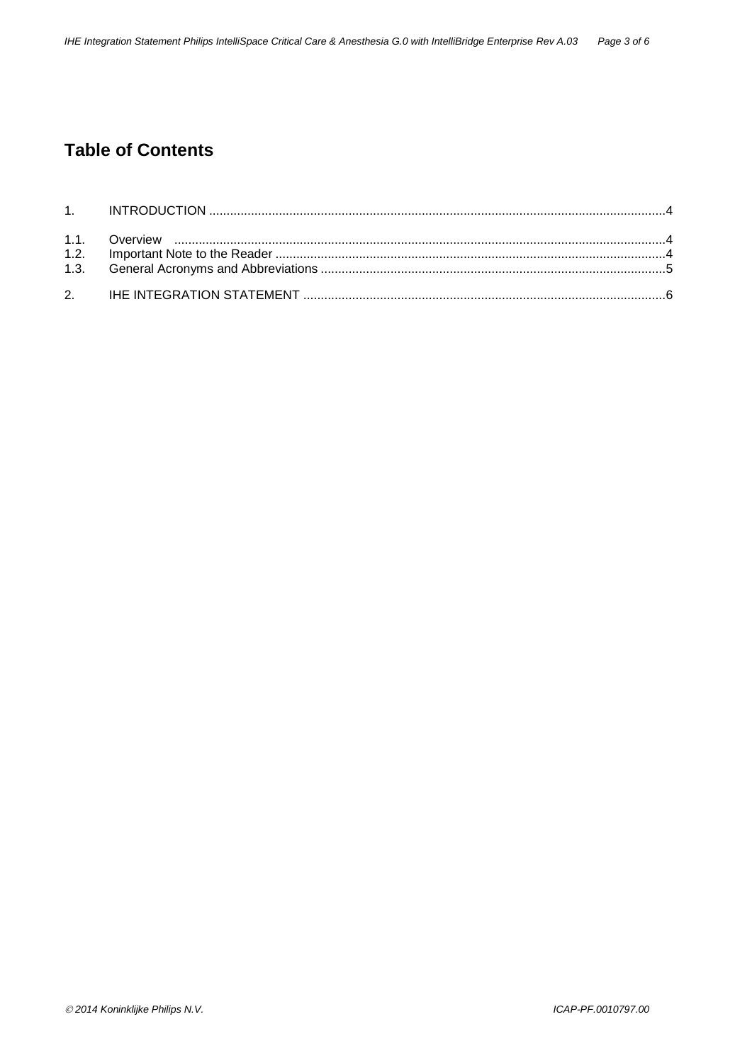# Table of Contents

1. INTRODUCTION ....................................................................................................................................4

1.1. Overview ...........................................................................................................................................4
1.2. Important Note to the Reader ...........................................................................................................4
1.3. General Acronyms and Abbreviations ..............................................................................................5

2. IHE INTEGRATION STATEMENT .........................................................................................................6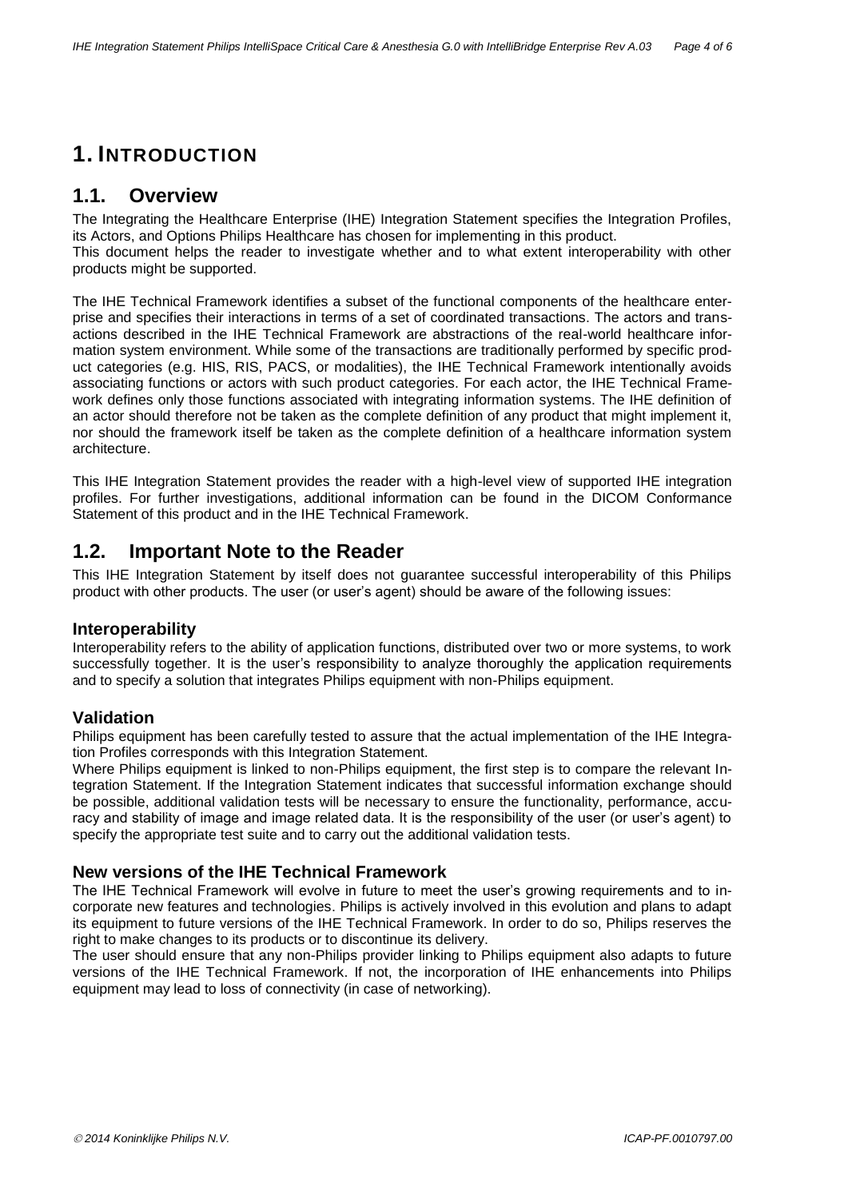# 1. INTRODUCTION

## 1.1. Overview

The Integrating the Healthcare Enterprise (IHE) Integration Statement specifies the Integration Profiles, its Actors, and Options Philips Healthcare has chosen for implementing in this product.
This document helps the reader to investigate whether and to what extent interoperability with other products might be supported.

The IHE Technical Framework identifies a subset of the functional components of the healthcare enterprise and specifies their interactions in terms of a set of coordinated transactions. The actors and transactions described in the IHE Technical Framework are abstractions of the real-world healthcare information system environment. While some of the transactions are traditionally performed by specific product categories (e.g. HIS, RIS, PACS, or modalities), the IHE Technical Framework intentionally avoids associating functions or actors with such product categories. For each actor, the IHE Technical Framework defines only those functions associated with integrating information systems. The IHE definition of an actor should therefore not be taken as the complete definition of any product that might implement it, nor should the framework itself be taken as the complete definition of a healthcare information system architecture.

This IHE Integration Statement provides the reader with a high-level view of supported IHE integration profiles. For further investigations, additional information can be found in the DICOM Conformance Statement of this product and in the IHE Technical Framework.

## 1.2. Important Note to the Reader

This IHE Integration Statement by itself does not guarantee successful interoperability of this Philips product with other products. The user (or user's agent) should be aware of the following issues:

### Interoperability

Interoperability refers to the ability of application functions, distributed over two or more systems, to work successfully together. It is the user's responsibility to analyze thoroughly the application requirements and to specify a solution that integrates Philips equipment with non-Philips equipment.

### Validation

Philips equipment has been carefully tested to assure that the actual implementation of the IHE Integration Profiles corresponds with this Integration Statement.
Where Philips equipment is linked to non-Philips equipment, the first step is to compare the relevant Integration Statement. If the Integration Statement indicates that successful information exchange should be possible, additional validation tests will be necessary to ensure the functionality, performance, accuracy and stability of image and image related data. It is the responsibility of the user (or user's agent) to specify the appropriate test suite and to carry out the additional validation tests.

### New versions of the IHE Technical Framework

The IHE Technical Framework will evolve in future to meet the user's growing requirements and to incorporate new features and technologies. Philips is actively involved in this evolution and plans to adapt its equipment to future versions of the IHE Technical Framework. In order to do so, Philips reserves the right to make changes to its products or to discontinue its delivery.
The user should ensure that any non-Philips provider linking to Philips equipment also adapts to future versions of the IHE Technical Framework. If not, the incorporation of IHE enhancements into Philips equipment may lead to loss of connectivity (in case of networking).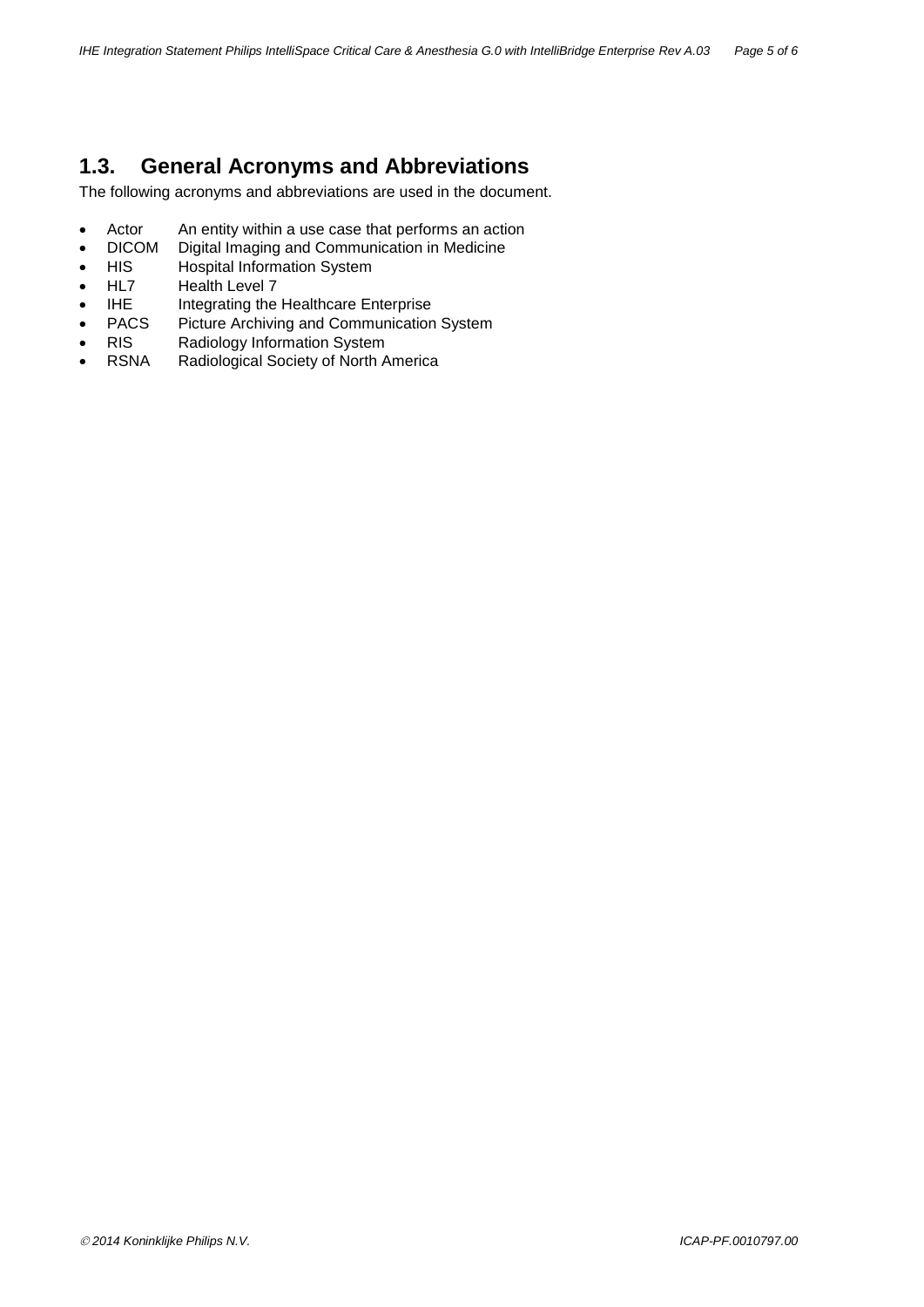## 1.3. General Acronyms and Abbreviations

The following acronyms and abbreviations are used in the document.

- Actor An entity within a use case that performs an action
- DICOM Digital Imaging and Communication in Medicine
- HIS Hospital Information System
- HL7 Health Level 7
- IHE Integrating the Healthcare Enterprise
- PACS Picture Archiving and Communication System
- RIS Radiology Information System
- RSNA Radiological Society of North America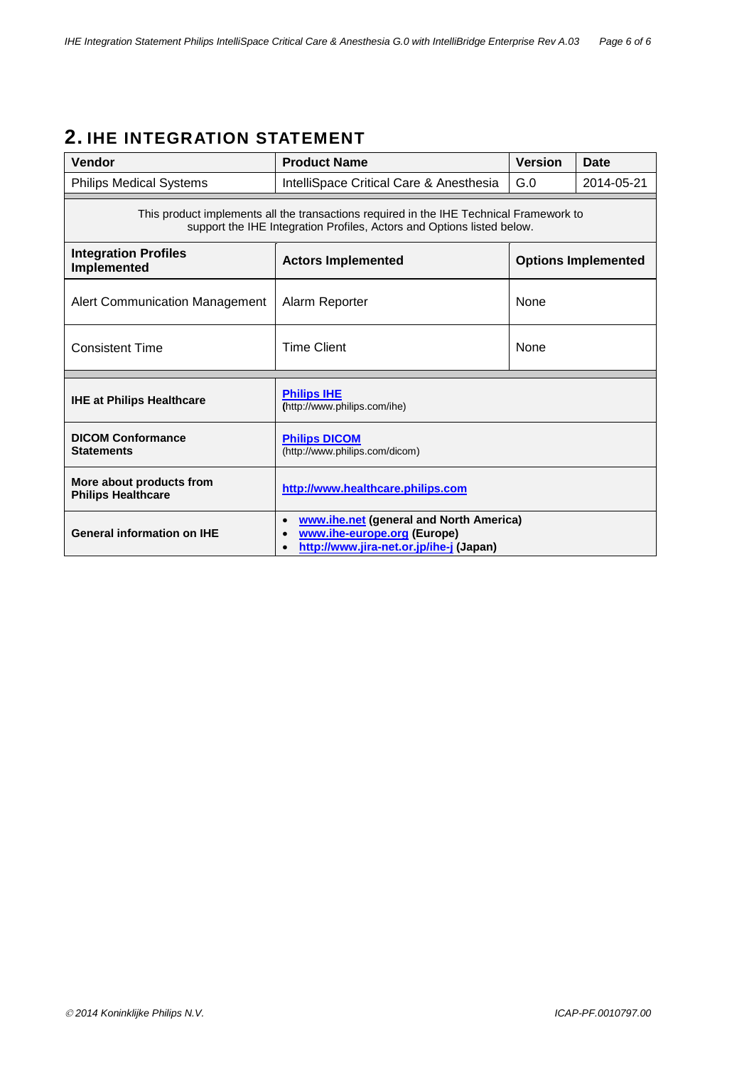## 2. IHE INTEGRATION STATEMENT

| Vendor | Product Name | Version | Date |
|---|---|---|---|
| Philips Medical Systems | IntelliSpace Critical Care & Anesthesia | G.0 | 2014-05-21 |

This product implements all the transactions required in the IHE Technical Framework to support the IHE Integration Profiles, Actors and Options listed below.

| Integration Profiles Implemented | Actors Implemented | Options Implemented |
|---|---|---|
| Alert Communication Management | Alarm Reporter | None |
| Consistent Time | Time Client | None |

| | |
|---|---|
| **IHE at Philips Healthcare** | **Philips IHE** (http://www.philips.com/ihe) |
| **DICOM Conformance Statements** | **Philips DICOM** (http://www.philips.com/dicom) |
| **More about products from Philips Healthcare** | **http://www.healthcare.philips.com** |
| **General information on IHE** | • **www.ihe.net (general and North America)** • **www.ihe-europe.org (Europe)** • **http://www.jira-net.or.jp/ihe-j (Japan)** |